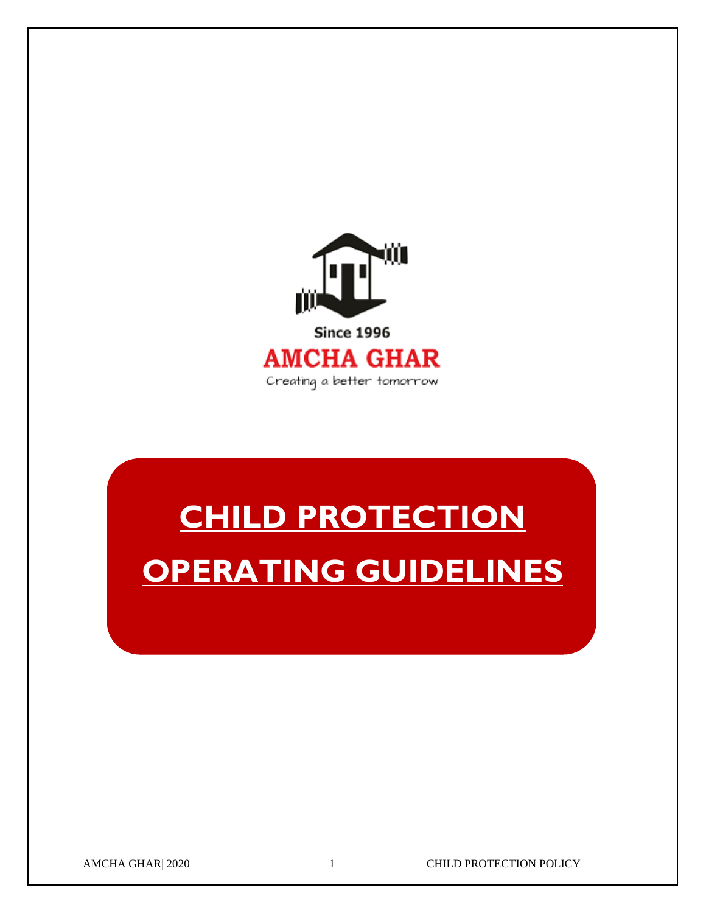Since 1996

**AMCHA GHAR**

Creating a better tomorrow

# CHILD PROTECTION OPERATING GUIDELINES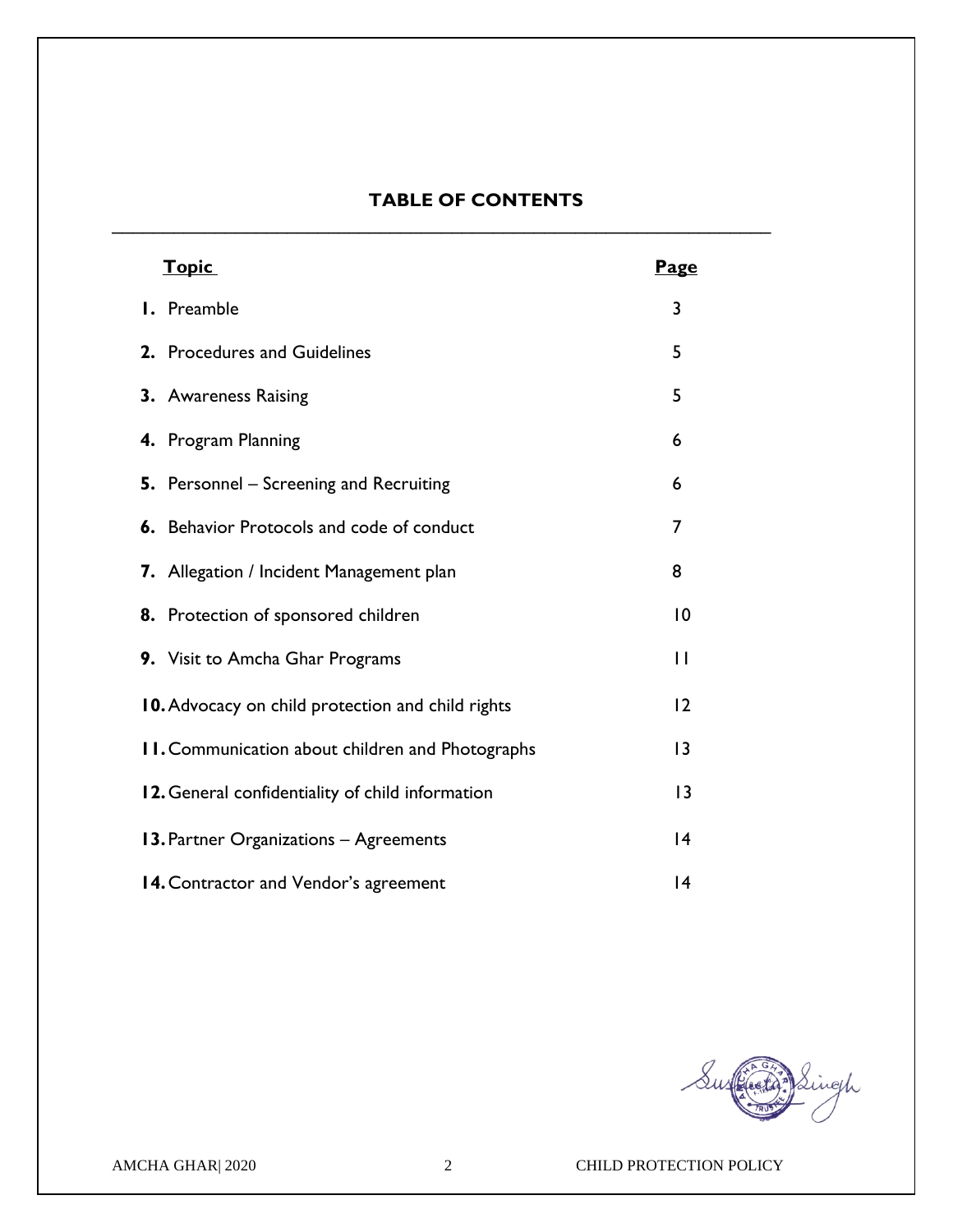## TABLE OF CONTENTS

| Topic | Page |
|---|---|
| **1.** Preamble | 3 |
| **2.** Procedures and Guidelines | 5 |
| **3.** Awareness Raising | 5 |
| **4.** Program Planning | 6 |
| **5.** Personnel – Screening and Recruiting | 6 |
| **6.** Behavior Protocols and code of conduct | 7 |
| **7.** Allegation / Incident Management plan | 8 |
| **8.** Protection of sponsored children | 10 |
| **9.** Visit to Amcha Ghar Programs | 11 |
| **10.** Advocacy on child protection and child rights | 12 |
| **11.** Communication about children and Photographs | 13 |
| **12.** General confidentiality of child information | 13 |
| **13.** Partner Organizations – Agreements | 14 |
| **14.** Contractor and Vendor's agreement | 14 |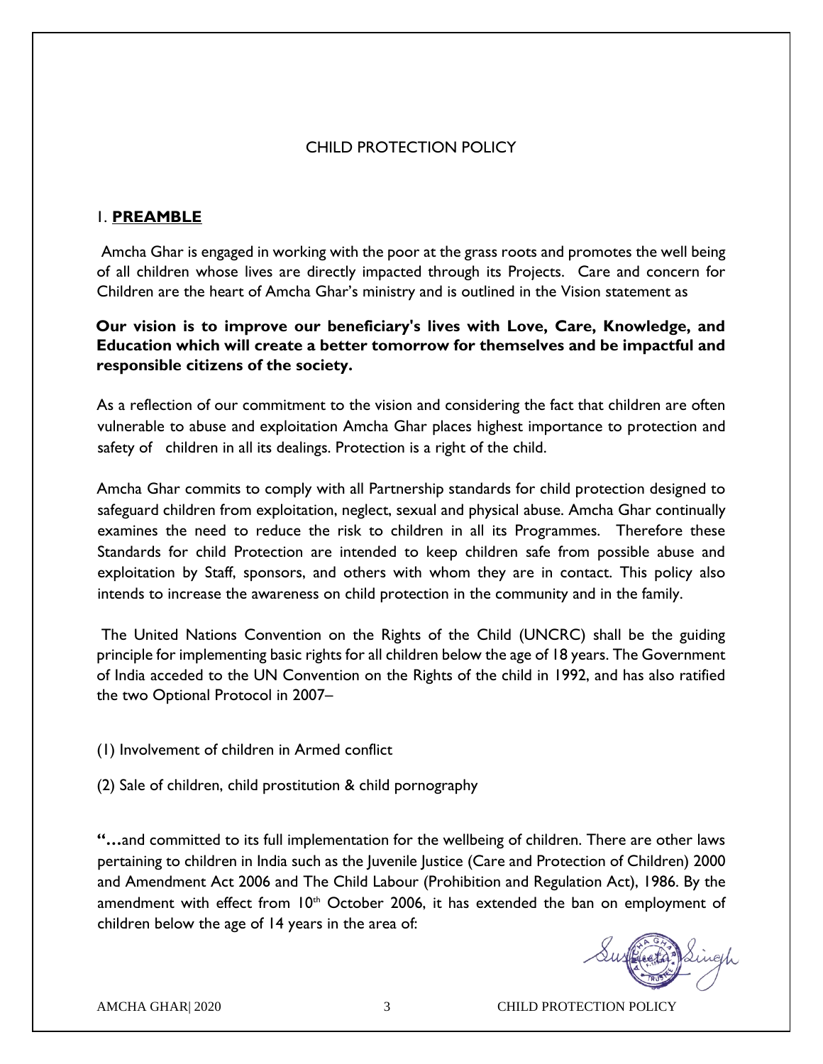# CHILD PROTECTION POLICY

## 1. **PREAMBLE**

Amcha Ghar is engaged in working with the poor at the grass roots and promotes the well being of all children whose lives are directly impacted through its Projects. Care and concern for Children are the heart of Amcha Ghar's ministry and is outlined in the Vision statement as

**Our vision is to improve our beneficiary's lives with Love, Care, Knowledge, and Education which will create a better tomorrow for themselves and be impactful and responsible citizens of the society.**

As a reflection of our commitment to the vision and considering the fact that children are often vulnerable to abuse and exploitation Amcha Ghar places highest importance to protection and safety of children in all its dealings. Protection is a right of the child.

Amcha Ghar commits to comply with all Partnership standards for child protection designed to safeguard children from exploitation, neglect, sexual and physical abuse. Amcha Ghar continually examines the need to reduce the risk to children in all its Programmes. Therefore these Standards for child Protection are intended to keep children safe from possible abuse and exploitation by Staff, sponsors, and others with whom they are in contact. This policy also intends to increase the awareness on child protection in the community and in the family.

The United Nations Convention on the Rights of the Child (UNCRC) shall be the guiding principle for implementing basic rights for all children below the age of 18 years. The Government of India acceded to the UN Convention on the Rights of the child in 1992, and has also ratified the two Optional Protocol in 2007–

(1) Involvement of children in Armed conflict

(2) Sale of children, child prostitution & child pornography

**"…**and committed to its full implementation for the wellbeing of children. There are other laws pertaining to children in India such as the Juvenile Justice (Care and Protection of Children) 2000 and Amendment Act 2006 and The Child Labour (Prohibition and Regulation Act), 1986. By the amendment with effect from 10th October 2006, it has extended the ban on employment of children below the age of 14 years in the area of: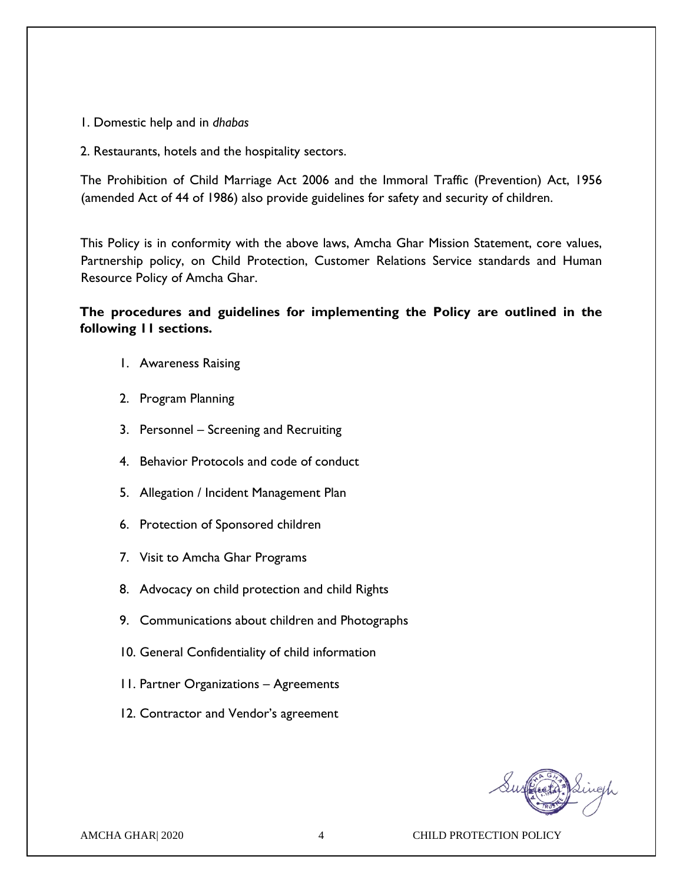1. Domestic help and in *dhabas*

2. Restaurants, hotels and the hospitality sectors.

The Prohibition of Child Marriage Act 2006 and the Immoral Traffic (Prevention) Act, 1956 (amended Act of 44 of 1986) also provide guidelines for safety and security of children.

This Policy is in conformity with the above laws, Amcha Ghar Mission Statement, core values, Partnership policy, on Child Protection, Customer Relations Service standards and Human Resource Policy of Amcha Ghar.

**The procedures and guidelines for implementing the Policy are outlined in the following 11 sections.**

1. Awareness Raising
2. Program Planning
3. Personnel – Screening and Recruiting
4. Behavior Protocols and code of conduct
5. Allegation / Incident Management Plan
6. Protection of Sponsored children
7. Visit to Amcha Ghar Programs
8. Advocacy on child protection and child Rights
9. Communications about children and Photographs
10. General Confidentiality of child information
11. Partner Organizations – Agreements
12. Contractor and Vendor's agreement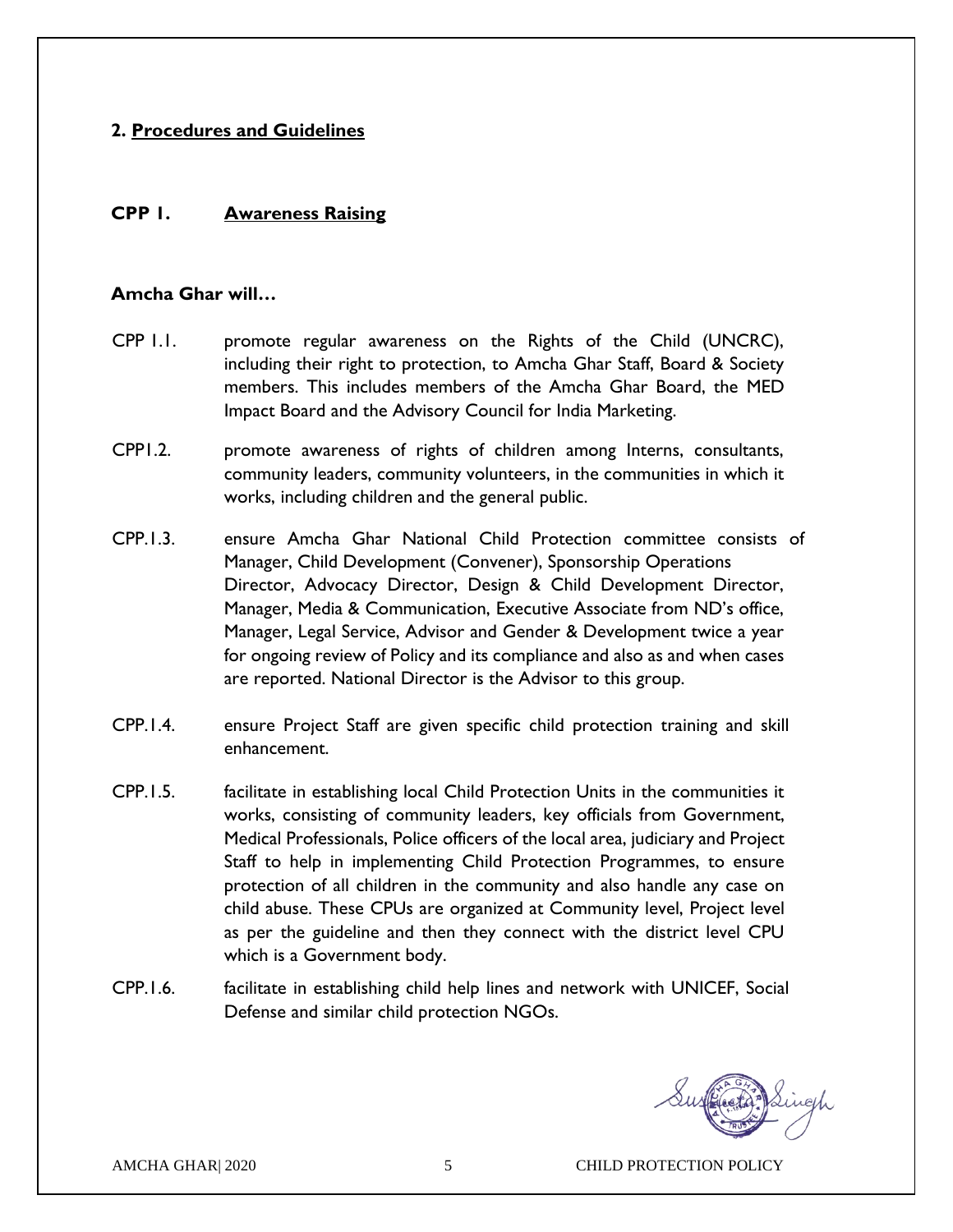## 2. Procedures and Guidelines

### CPP 1. Awareness Raising

**Amcha Ghar will…**

CPP 1.1. promote regular awareness on the Rights of the Child (UNCRC), including their right to protection, to Amcha Ghar Staff, Board & Society members. This includes members of the Amcha Ghar Board, the MED Impact Board and the Advisory Council for India Marketing.

CPP1.2. promote awareness of rights of children among Interns, consultants, community leaders, community volunteers, in the communities in which it works, including children and the general public.

CPP.1.3. ensure Amcha Ghar National Child Protection committee consists of Manager, Child Development (Convener), Sponsorship Operations Director, Advocacy Director, Design & Child Development Director, Manager, Media & Communication, Executive Associate from ND's office, Manager, Legal Service, Advisor and Gender & Development twice a year for ongoing review of Policy and its compliance and also as and when cases are reported. National Director is the Advisor to this group.

CPP.1.4. ensure Project Staff are given specific child protection training and skill enhancement.

CPP.1.5. facilitate in establishing local Child Protection Units in the communities it works, consisting of community leaders, key officials from Government, Medical Professionals, Police officers of the local area, judiciary and Project Staff to help in implementing Child Protection Programmes, to ensure protection of all children in the community and also handle any case on child abuse. These CPUs are organized at Community level, Project level as per the guideline and then they connect with the district level CPU which is a Government body.

CPP.1.6. facilitate in establishing child help lines and network with UNICEF, Social Defense and similar child protection NGOs.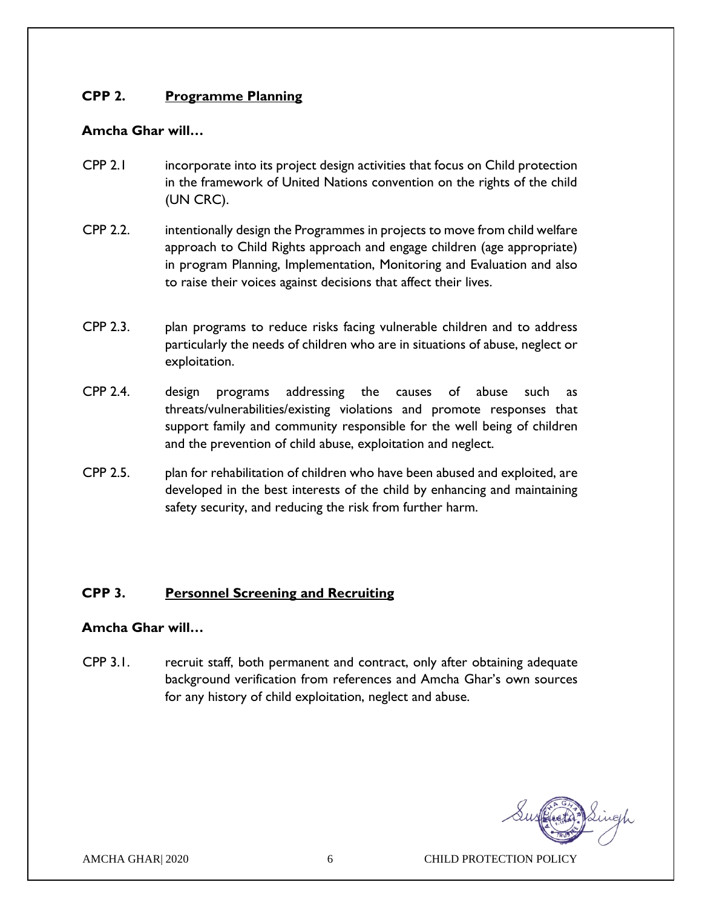## CPP 2. Programme Planning

**Amcha Ghar will…**

CPP 2.1 incorporate into its project design activities that focus on Child protection in the framework of United Nations convention on the rights of the child (UN CRC).

CPP 2.2. intentionally design the Programmes in projects to move from child welfare approach to Child Rights approach and engage children (age appropriate) in program Planning, Implementation, Monitoring and Evaluation and also to raise their voices against decisions that affect their lives.

CPP 2.3. plan programs to reduce risks facing vulnerable children and to address particularly the needs of children who are in situations of abuse, neglect or exploitation.

CPP 2.4. design programs addressing the causes of abuse such as threats/vulnerabilities/existing violations and promote responses that support family and community responsible for the well being of children and the prevention of child abuse, exploitation and neglect.

CPP 2.5. plan for rehabilitation of children who have been abused and exploited, are developed in the best interests of the child by enhancing and maintaining safety security, and reducing the risk from further harm.

## CPP 3. Personnel Screening and Recruiting

**Amcha Ghar will…**

CPP 3.1. recruit staff, both permanent and contract, only after obtaining adequate background verification from references and Amcha Ghar's own sources for any history of child exploitation, neglect and abuse.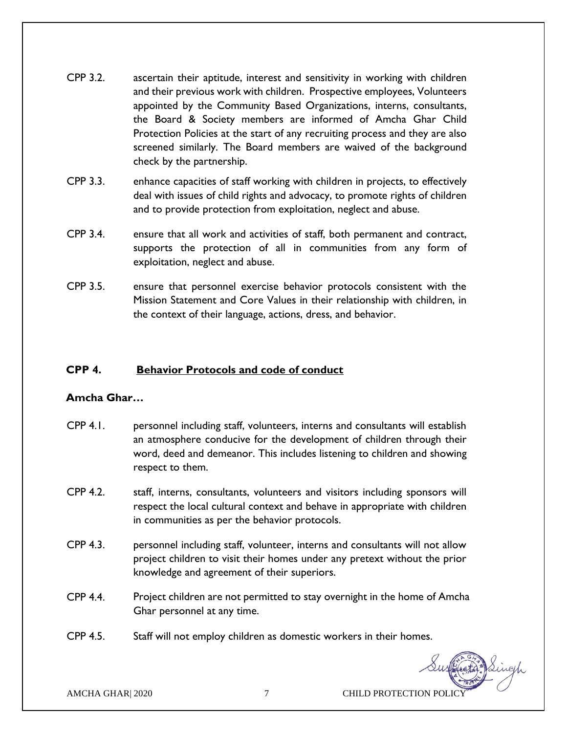CPP 3.2. ascertain their aptitude, interest and sensitivity in working with children and their previous work with children. Prospective employees, Volunteers appointed by the Community Based Organizations, interns, consultants, the Board & Society members are informed of Amcha Ghar Child Protection Policies at the start of any recruiting process and they are also screened similarly. The Board members are waived of the background check by the partnership.

CPP 3.3. enhance capacities of staff working with children in projects, to effectively deal with issues of child rights and advocacy, to promote rights of children and to provide protection from exploitation, neglect and abuse.

CPP 3.4. ensure that all work and activities of staff, both permanent and contract, supports the protection of all in communities from any form of exploitation, neglect and abuse.

CPP 3.5. ensure that personnel exercise behavior protocols consistent with the Mission Statement and Core Values in their relationship with children, in the context of their language, actions, dress, and behavior.

## CPP 4. Behavior Protocols and code of conduct

**Amcha Ghar…**

CPP 4.1. personnel including staff, volunteers, interns and consultants will establish an atmosphere conducive for the development of children through their word, deed and demeanor. This includes listening to children and showing respect to them.

CPP 4.2. staff, interns, consultants, volunteers and visitors including sponsors will respect the local cultural context and behave in appropriate with children in communities as per the behavior protocols.

CPP 4.3. personnel including staff, volunteer, interns and consultants will not allow project children to visit their homes under any pretext without the prior knowledge and agreement of their superiors.

CPP 4.4. Project children are not permitted to stay overnight in the home of Amcha Ghar personnel at any time.

CPP 4.5. Staff will not employ children as domestic workers in their homes.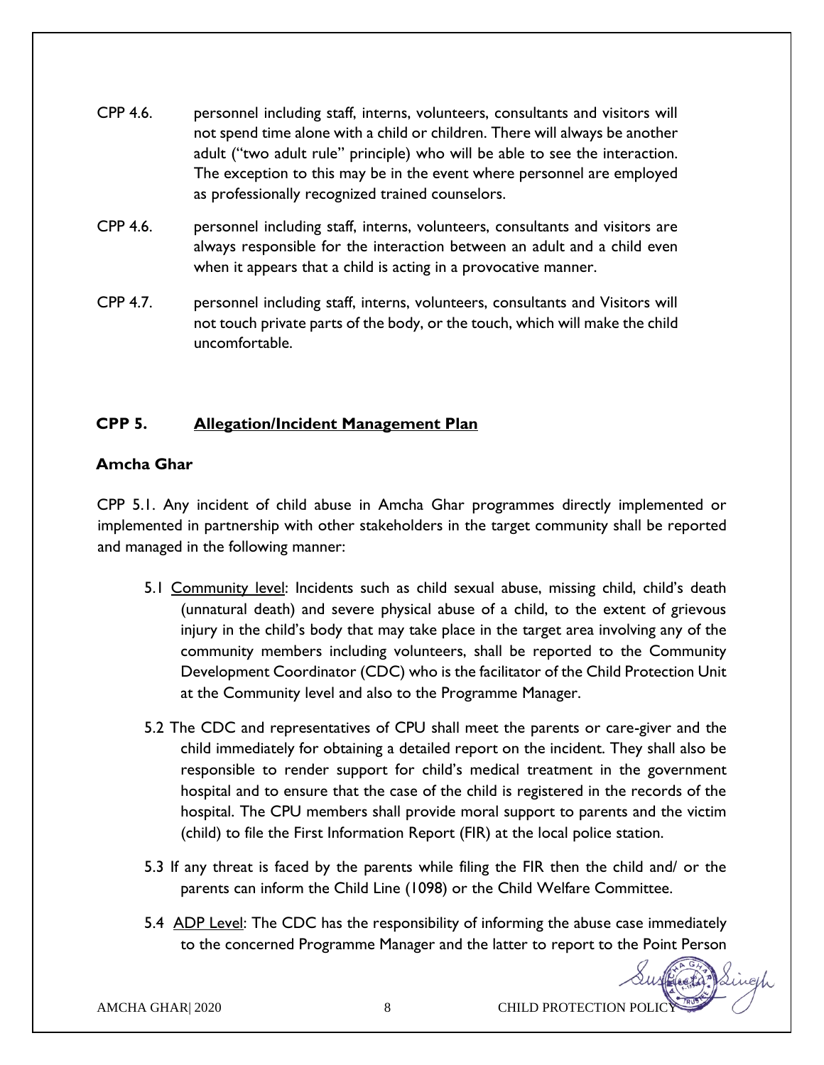CPP 4.6. personnel including staff, interns, volunteers, consultants and visitors will not spend time alone with a child or children. There will always be another adult ("two adult rule" principle) who will be able to see the interaction. The exception to this may be in the event where personnel are employed as professionally recognized trained counselors.

CPP 4.6. personnel including staff, interns, volunteers, consultants and visitors are always responsible for the interaction between an adult and a child even when it appears that a child is acting in a provocative manner.

CPP 4.7. personnel including staff, interns, volunteers, consultants and Visitors will not touch private parts of the body, or the touch, which will make the child uncomfortable.

## CPP 5. Allegation/Incident Management Plan

**Amcha Ghar**

CPP 5.1. Any incident of child abuse in Amcha Ghar programmes directly implemented or implemented in partnership with other stakeholders in the target community shall be reported and managed in the following manner:

5.1 Community level: Incidents such as child sexual abuse, missing child, child's death (unnatural death) and severe physical abuse of a child, to the extent of grievous injury in the child's body that may take place in the target area involving any of the community members including volunteers, shall be reported to the Community Development Coordinator (CDC) who is the facilitator of the Child Protection Unit at the Community level and also to the Programme Manager.

5.2 The CDC and representatives of CPU shall meet the parents or care-giver and the child immediately for obtaining a detailed report on the incident. They shall also be responsible to render support for child's medical treatment in the government hospital and to ensure that the case of the child is registered in the records of the hospital. The CPU members shall provide moral support to parents and the victim (child) to file the First Information Report (FIR) at the local police station.

5.3 If any threat is faced by the parents while filing the FIR then the child and/ or the parents can inform the Child Line (1098) or the Child Welfare Committee.

5.4 ADP Level: The CDC has the responsibility of informing the abuse case immediately to the concerned Programme Manager and the latter to report to the Point Person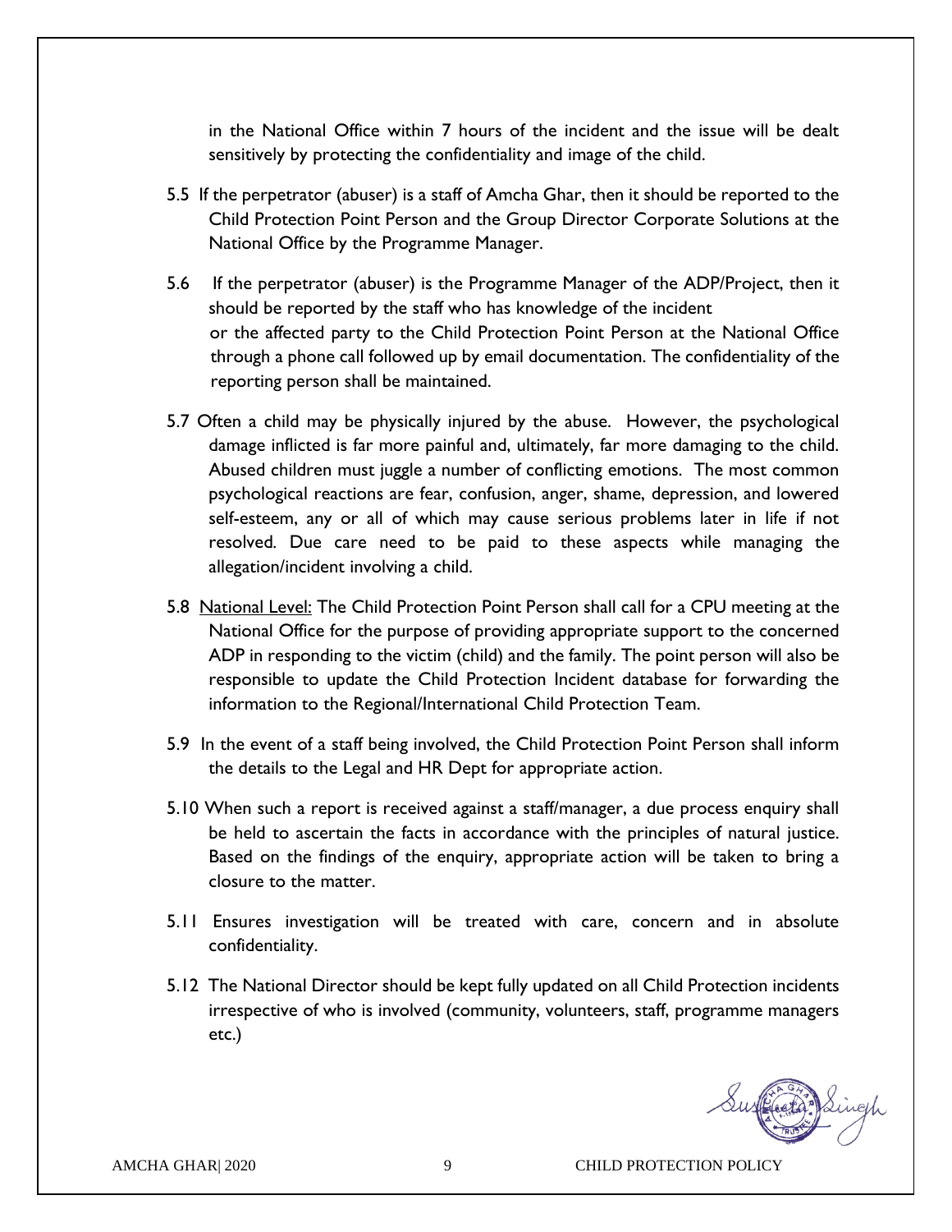in the National Office within 7 hours of the incident and the issue will be dealt sensitively by protecting the confidentiality and image of the child.

5.5 If the perpetrator (abuser) is a staff of Amcha Ghar, then it should be reported to the Child Protection Point Person and the Group Director Corporate Solutions at the National Office by the Programme Manager.

5.6 If the perpetrator (abuser) is the Programme Manager of the ADP/Project, then it should be reported by the staff who has knowledge of the incident or the affected party to the Child Protection Point Person at the National Office through a phone call followed up by email documentation. The confidentiality of the reporting person shall be maintained.

5.7 Often a child may be physically injured by the abuse. However, the psychological damage inflicted is far more painful and, ultimately, far more damaging to the child. Abused children must juggle a number of conflicting emotions. The most common psychological reactions are fear, confusion, anger, shame, depression, and lowered self-esteem, any or all of which may cause serious problems later in life if not resolved. Due care need to be paid to these aspects while managing the allegation/incident involving a child.

5.8 National Level: The Child Protection Point Person shall call for a CPU meeting at the National Office for the purpose of providing appropriate support to the concerned ADP in responding to the victim (child) and the family. The point person will also be responsible to update the Child Protection Incident database for forwarding the information to the Regional/International Child Protection Team.

5.9 In the event of a staff being involved, the Child Protection Point Person shall inform the details to the Legal and HR Dept for appropriate action.

5.10 When such a report is received against a staff/manager, a due process enquiry shall be held to ascertain the facts in accordance with the principles of natural justice. Based on the findings of the enquiry, appropriate action will be taken to bring a closure to the matter.

5.11 Ensures investigation will be treated with care, concern and in absolute confidentiality.

5.12 The National Director should be kept fully updated on all Child Protection incidents irrespective of who is involved (community, volunteers, staff, programme managers etc.)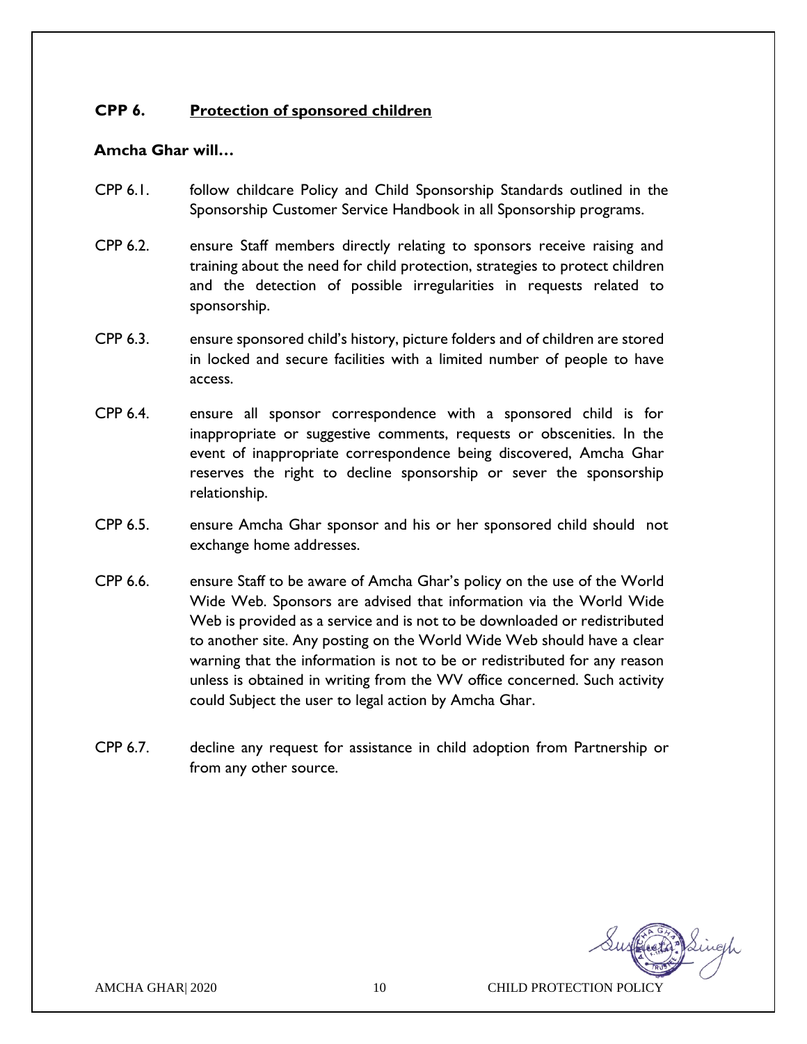## CPP 6. Protection of sponsored children

**Amcha Ghar will…**

CPP 6.1. follow childcare Policy and Child Sponsorship Standards outlined in the Sponsorship Customer Service Handbook in all Sponsorship programs.

CPP 6.2. ensure Staff members directly relating to sponsors receive raising and training about the need for child protection, strategies to protect children and the detection of possible irregularities in requests related to sponsorship.

CPP 6.3. ensure sponsored child's history, picture folders and of children are stored in locked and secure facilities with a limited number of people to have access.

CPP 6.4. ensure all sponsor correspondence with a sponsored child is for inappropriate or suggestive comments, requests or obscenities. In the event of inappropriate correspondence being discovered, Amcha Ghar reserves the right to decline sponsorship or sever the sponsorship relationship.

CPP 6.5. ensure Amcha Ghar sponsor and his or her sponsored child should not exchange home addresses.

CPP 6.6. ensure Staff to be aware of Amcha Ghar's policy on the use of the World Wide Web. Sponsors are advised that information via the World Wide Web is provided as a service and is not to be downloaded or redistributed to another site. Any posting on the World Wide Web should have a clear warning that the information is not to be or redistributed for any reason unless is obtained in writing from the WV office concerned. Such activity could Subject the user to legal action by Amcha Ghar.

CPP 6.7. decline any request for assistance in child adoption from Partnership or from any other source.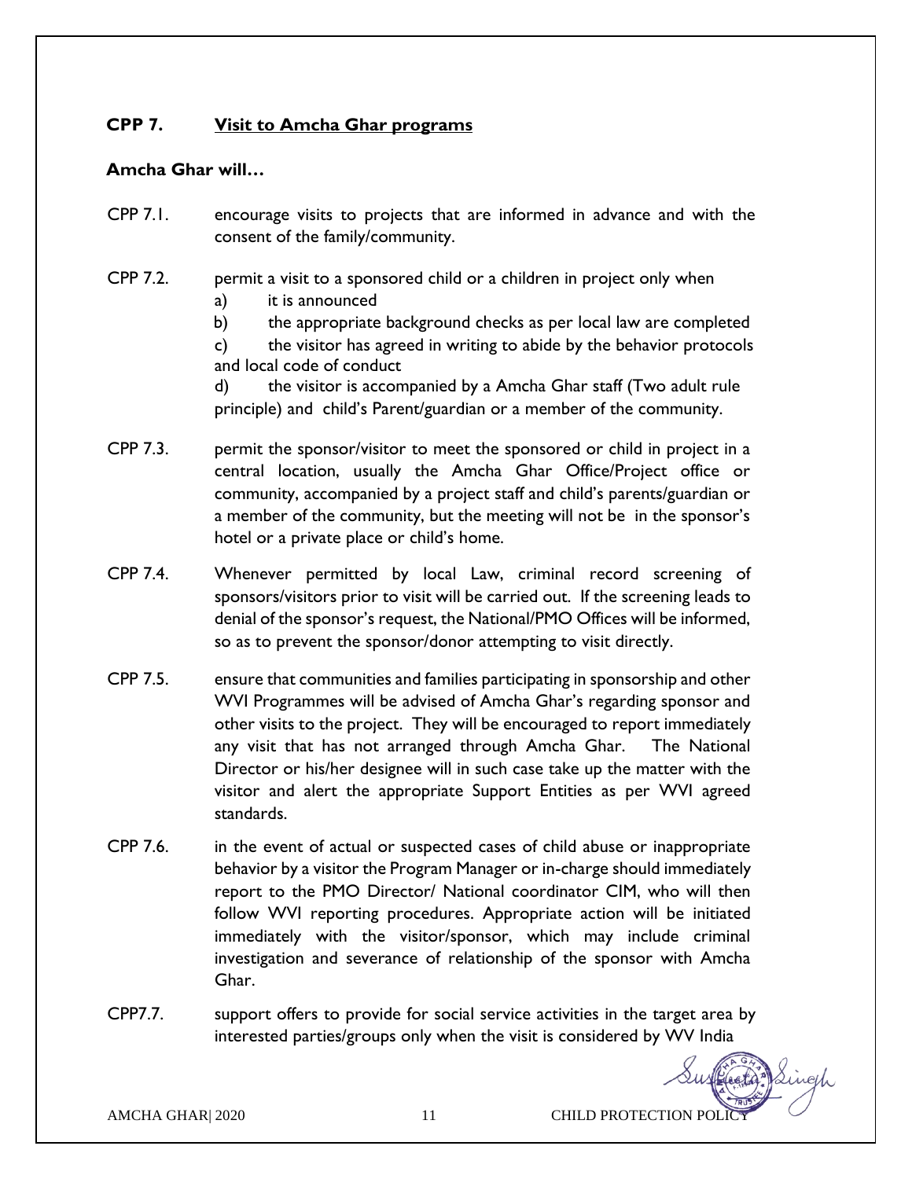## CPP 7. Visit to Amcha Ghar programs

**Amcha Ghar will…**

CPP 7.1. encourage visits to projects that are informed in advance and with the consent of the family/community.

CPP 7.2. permit a visit to a sponsored child or a children in project only when

a) it is announced

b) the appropriate background checks as per local law are completed

c) the visitor has agreed in writing to abide by the behavior protocols and local code of conduct

d) the visitor is accompanied by a Amcha Ghar staff (Two adult rule principle) and child's Parent/guardian or a member of the community.

CPP 7.3. permit the sponsor/visitor to meet the sponsored or child in project in a central location, usually the Amcha Ghar Office/Project office or community, accompanied by a project staff and child's parents/guardian or a member of the community, but the meeting will not be in the sponsor's hotel or a private place or child's home.

CPP 7.4. Whenever permitted by local Law, criminal record screening of sponsors/visitors prior to visit will be carried out. If the screening leads to denial of the sponsor's request, the National/PMO Offices will be informed, so as to prevent the sponsor/donor attempting to visit directly.

CPP 7.5. ensure that communities and families participating in sponsorship and other WVI Programmes will be advised of Amcha Ghar's regarding sponsor and other visits to the project. They will be encouraged to report immediately any visit that has not arranged through Amcha Ghar. The National Director or his/her designee will in such case take up the matter with the visitor and alert the appropriate Support Entities as per WVI agreed standards.

CPP 7.6. in the event of actual or suspected cases of child abuse or inappropriate behavior by a visitor the Program Manager or in-charge should immediately report to the PMO Director/ National coordinator CIM, who will then follow WVI reporting procedures. Appropriate action will be initiated immediately with the visitor/sponsor, which may include criminal investigation and severance of relationship of the sponsor with Amcha Ghar.

CPP7.7. support offers to provide for social service activities in the target area by interested parties/groups only when the visit is considered by WV India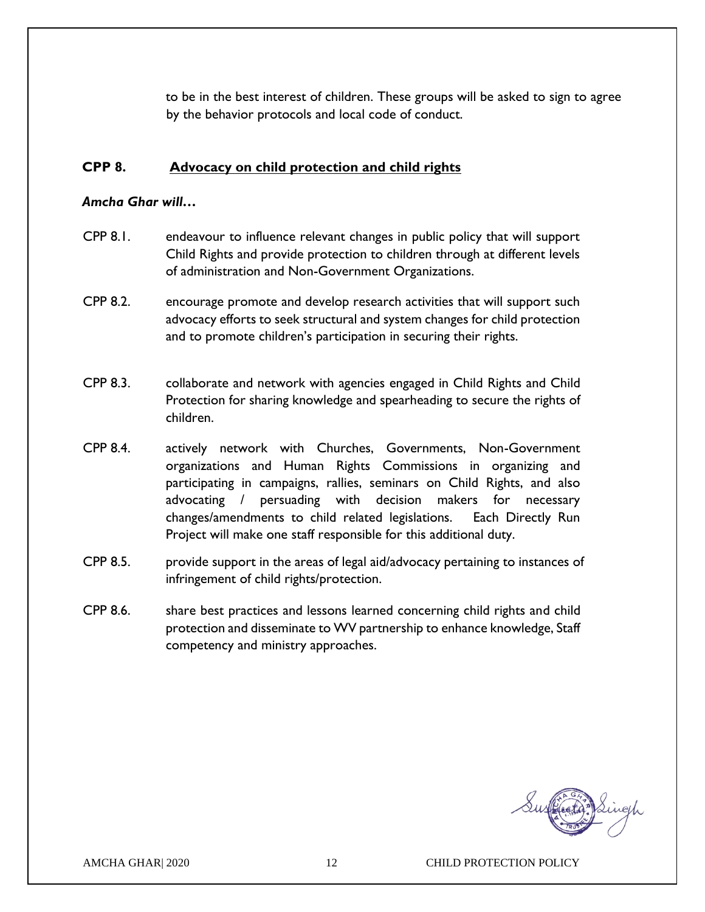to be in the best interest of children. These groups will be asked to sign to agree by the behavior protocols and local code of conduct.

## CPP 8. Advocacy on child protection and child rights

***Amcha Ghar will…***

CPP 8.1. endeavour to influence relevant changes in public policy that will support Child Rights and provide protection to children through at different levels of administration and Non-Government Organizations.

CPP 8.2. encourage promote and develop research activities that will support such advocacy efforts to seek structural and system changes for child protection and to promote children's participation in securing their rights.

CPP 8.3. collaborate and network with agencies engaged in Child Rights and Child Protection for sharing knowledge and spearheading to secure the rights of children.

CPP 8.4. actively network with Churches, Governments, Non-Government organizations and Human Rights Commissions in organizing and participating in campaigns, rallies, seminars on Child Rights, and also advocating / persuading with decision makers for necessary changes/amendments to child related legislations. Each Directly Run Project will make one staff responsible for this additional duty.

CPP 8.5. provide support in the areas of legal aid/advocacy pertaining to instances of infringement of child rights/protection.

CPP 8.6. share best practices and lessons learned concerning child rights and child protection and disseminate to WV partnership to enhance knowledge, Staff competency and ministry approaches.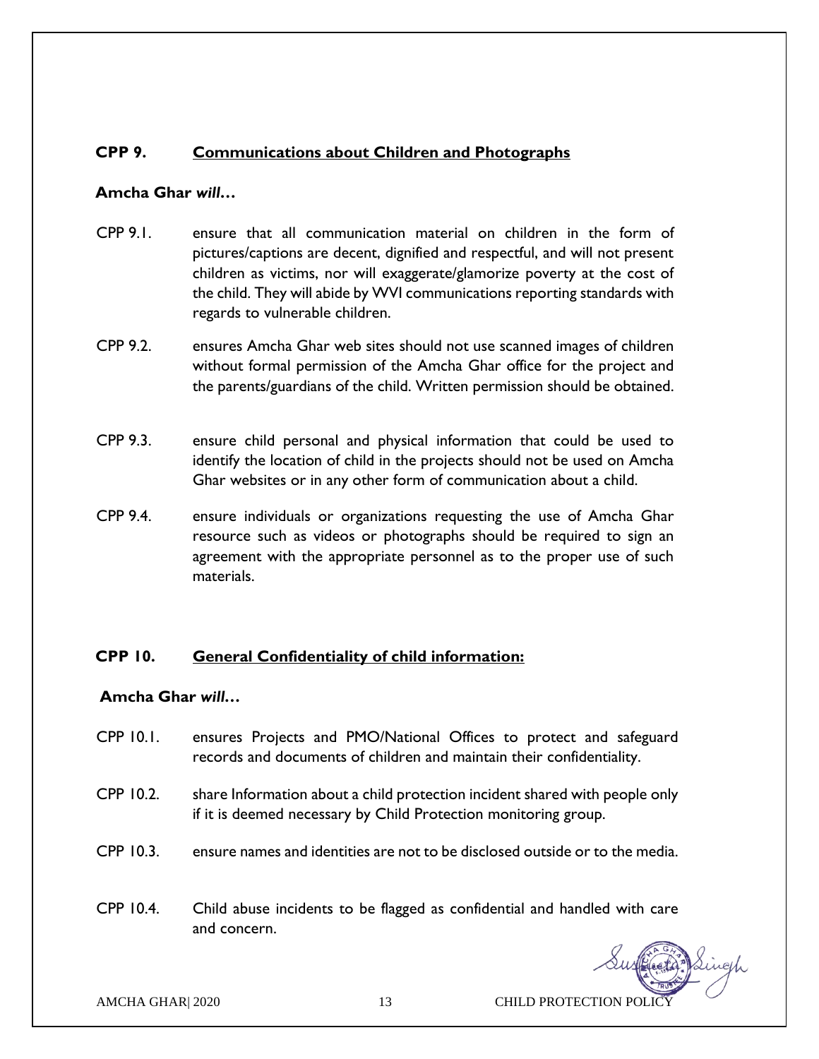### CPP 9. Communications about Children and Photographs

**Amcha Ghar *will…***

CPP 9.1. ensure that all communication material on children in the form of pictures/captions are decent, dignified and respectful, and will not present children as victims, nor will exaggerate/glamorize poverty at the cost of the child. They will abide by WVI communications reporting standards with regards to vulnerable children.

CPP 9.2. ensures Amcha Ghar web sites should not use scanned images of children without formal permission of the Amcha Ghar office for the project and the parents/guardians of the child. Written permission should be obtained.

CPP 9.3. ensure child personal and physical information that could be used to identify the location of child in the projects should not be used on Amcha Ghar websites or in any other form of communication about a child.

CPP 9.4. ensure individuals or organizations requesting the use of Amcha Ghar resource such as videos or photographs should be required to sign an agreement with the appropriate personnel as to the proper use of such materials.

### CPP 10. General Confidentiality of child information:

**Amcha Ghar *will…***

CPP 10.1. ensures Projects and PMO/National Offices to protect and safeguard records and documents of children and maintain their confidentiality.

CPP 10.2. share Information about a child protection incident shared with people only if it is deemed necessary by Child Protection monitoring group.

CPP 10.3. ensure names and identities are not to be disclosed outside or to the media.

CPP 10.4. Child abuse incidents to be flagged as confidential and handled with care and concern.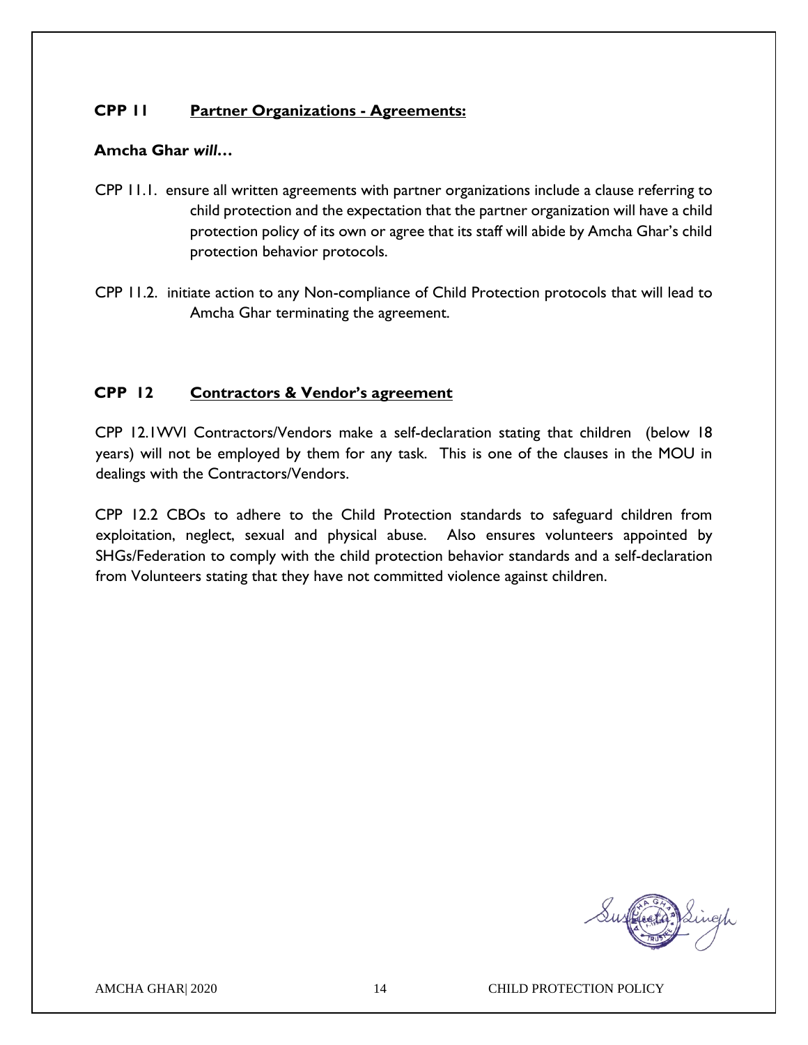## CPP 11 Partner Organizations - Agreements:

**Amcha Ghar *will…***

CPP 11.1. ensure all written agreements with partner organizations include a clause referring to child protection and the expectation that the partner organization will have a child protection policy of its own or agree that its staff will abide by Amcha Ghar's child protection behavior protocols.

CPP 11.2. initiate action to any Non-compliance of Child Protection protocols that will lead to Amcha Ghar terminating the agreement.

## CPP 12 Contractors & Vendor's agreement

CPP 12.1WVI Contractors/Vendors make a self-declaration stating that children (below 18 years) will not be employed by them for any task. This is one of the clauses in the MOU in dealings with the Contractors/Vendors.

CPP 12.2 CBOs to adhere to the Child Protection standards to safeguard children from exploitation, neglect, sexual and physical abuse. Also ensures volunteers appointed by SHGs/Federation to comply with the child protection behavior standards and a self-declaration from Volunteers stating that they have not committed violence against children.